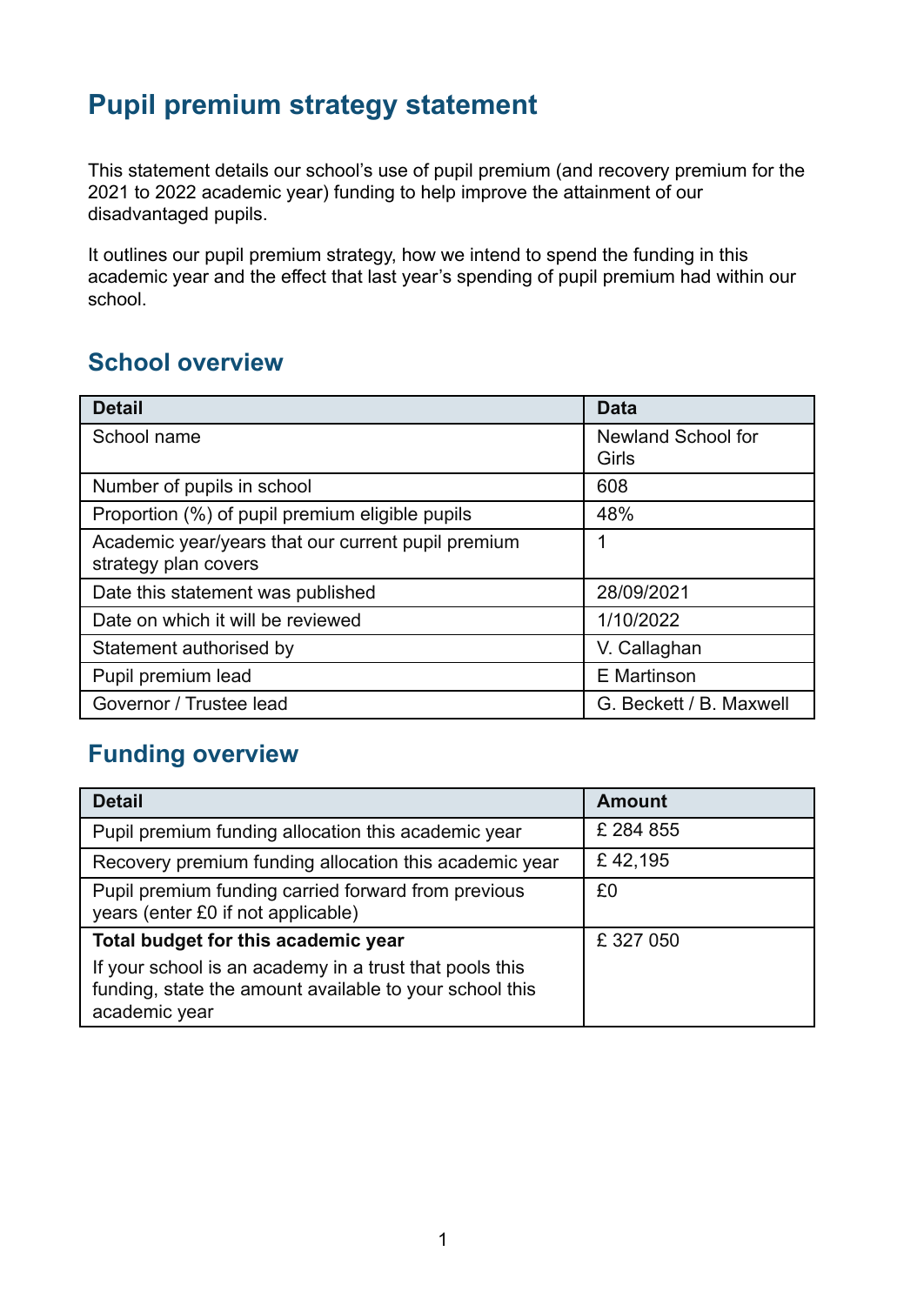# Pupil premium strategy statement

This statement details our school's use of pupil premium (and recovery premium for the 2021 to 2022 academic year) funding to help improve the attainment of our disadvantaged pupils.

It outlines our pupil premium strategy, how we intend to spend the funding in this academic year and the effect that last year's spending of pupil premium had within our school.

## School overview

| Detail | Data |
| --- | --- |
| School name | Newland School for Girls |
| Number of pupils in school | 608 |
| Proportion (%) of pupil premium eligible pupils | 48% |
| Academic year/years that our current pupil premium strategy plan covers | 1 |
| Date this statement was published | 28/09/2021 |
| Date on which it will be reviewed | 1/10/2022 |
| Statement authorised by | V. Callaghan |
| Pupil premium lead | E Martinson |
| Governor / Trustee lead | G. Beckett / B. Maxwell |

## Funding overview

| Detail | Amount |
| --- | --- |
| Pupil premium funding allocation this academic year | £ 284 855 |
| Recovery premium funding allocation this academic year | £ 42,195 |
| Pupil premium funding carried forward from previous years (enter £0 if not applicable) | £0 |
| **Total budget for this academic year** If your school is an academy in a trust that pools this funding, state the amount available to your school this academic year | £ 327 050 |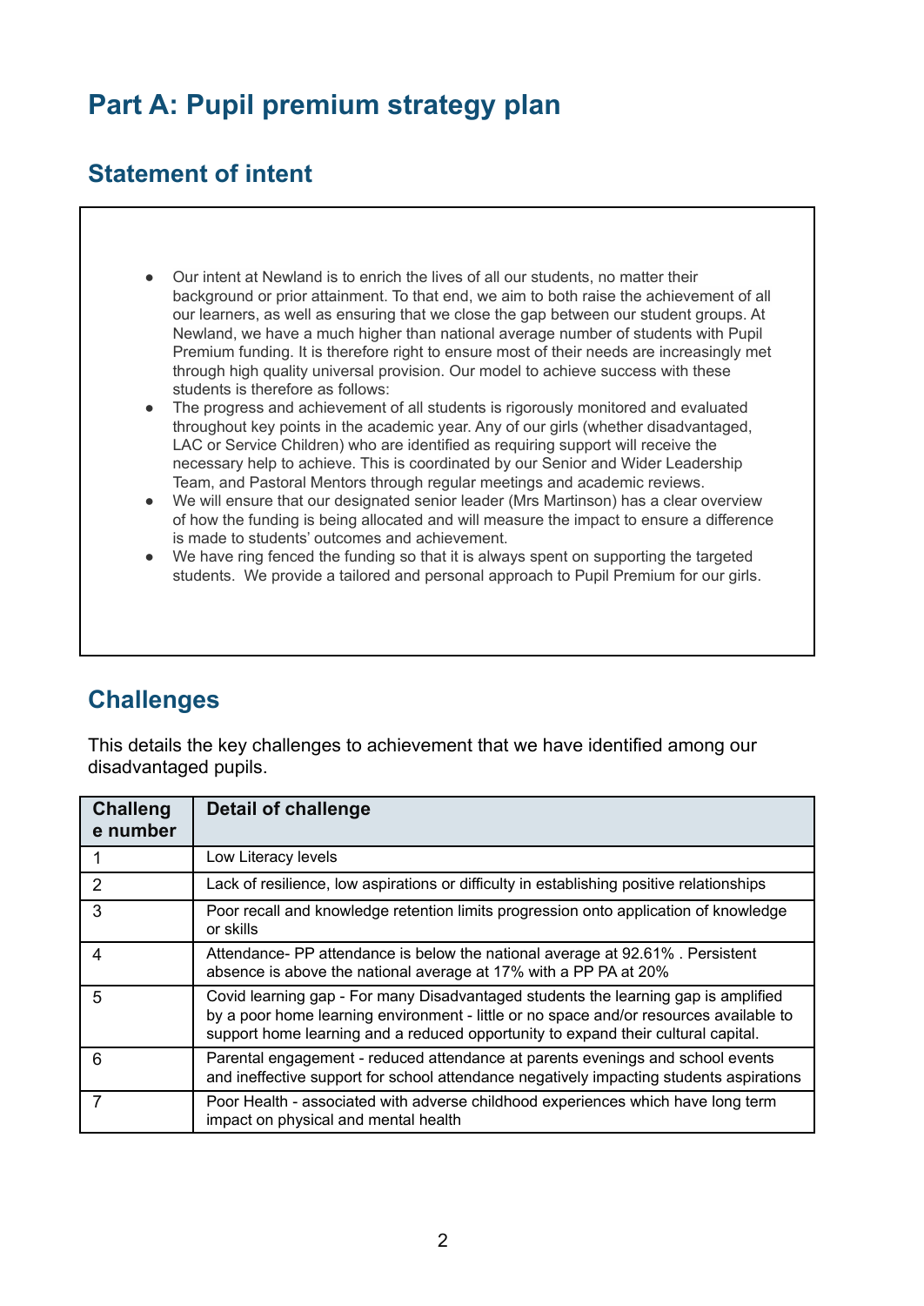# Part A: Pupil premium strategy plan

## Statement of intent

- Our intent at Newland is to enrich the lives of all our students, no matter their background or prior attainment. To that end, we aim to both raise the achievement of all our learners, as well as ensuring that we close the gap between our student groups. At Newland, we have a much higher than national average number of students with Pupil Premium funding. It is therefore right to ensure most of their needs are increasingly met through high quality universal provision. Our model to achieve success with these students is therefore as follows:
- The progress and achievement of all students is rigorously monitored and evaluated throughout key points in the academic year. Any of our girls (whether disadvantaged, LAC or Service Children) who are identified as requiring support will receive the necessary help to achieve. This is coordinated by our Senior and Wider Leadership Team, and Pastoral Mentors through regular meetings and academic reviews.
- We will ensure that our designated senior leader (Mrs Martinson) has a clear overview of how the funding is being allocated and will measure the impact to ensure a difference is made to students' outcomes and achievement.
- We have ring fenced the funding so that it is always spent on supporting the targeted students. We provide a tailored and personal approach to Pupil Premium for our girls.

## Challenges

This details the key challenges to achievement that we have identified among our disadvantaged pupils.

| Challenge number | Detail of challenge |
|---|---|
| 1 | Low Literacy levels |
| 2 | Lack of resilience, low aspirations or difficulty in establishing positive relationships |
| 3 | Poor recall and knowledge retention limits progression onto application of knowledge or skills |
| 4 | Attendance- PP attendance is below the national average at 92.61% . Persistent absence is above the national average at 17% with a PP PA at 20% |
| 5 | Covid learning gap - For many Disadvantaged students the learning gap is amplified by a poor home learning environment - little or no space and/or resources available to support home learning and a reduced opportunity to expand their cultural capital. |
| 6 | Parental engagement - reduced attendance at parents evenings and school events and ineffective support for school attendance negatively impacting students aspirations |
| 7 | Poor Health - associated with adverse childhood experiences which have long term impact on physical and mental health |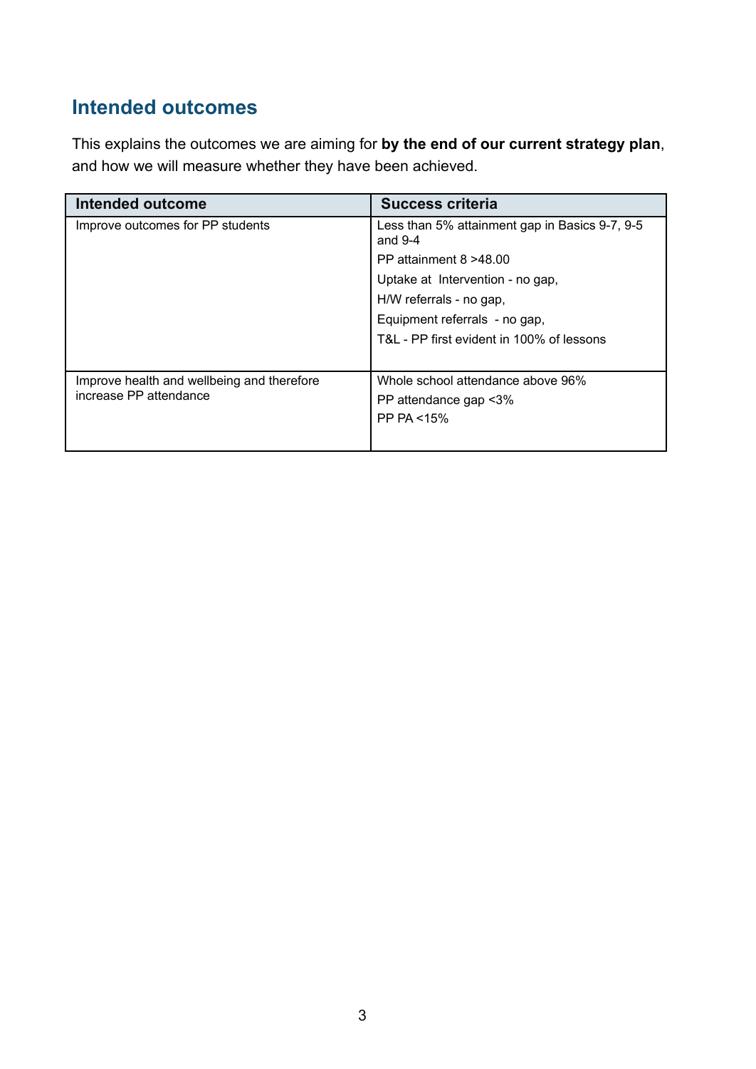## Intended outcomes

This explains the outcomes we are aiming for **by the end of our current strategy plan**, and how we will measure whether they have been achieved.

| Intended outcome | Success criteria |
| --- | --- |
| Improve outcomes for PP students | Less than 5% attainment gap in Basics 9-7, 9-5 and 9-4<br>PP attainment 8 >48.00<br>Uptake at Intervention - no gap,<br>H/W referrals - no gap,<br>Equipment referrals - no gap,<br>T&L - PP first evident in 100% of lessons |
| Improve health and wellbeing and therefore increase PP attendance | Whole school attendance above 96%<br>PP attendance gap <3%<br>PP PA <15% |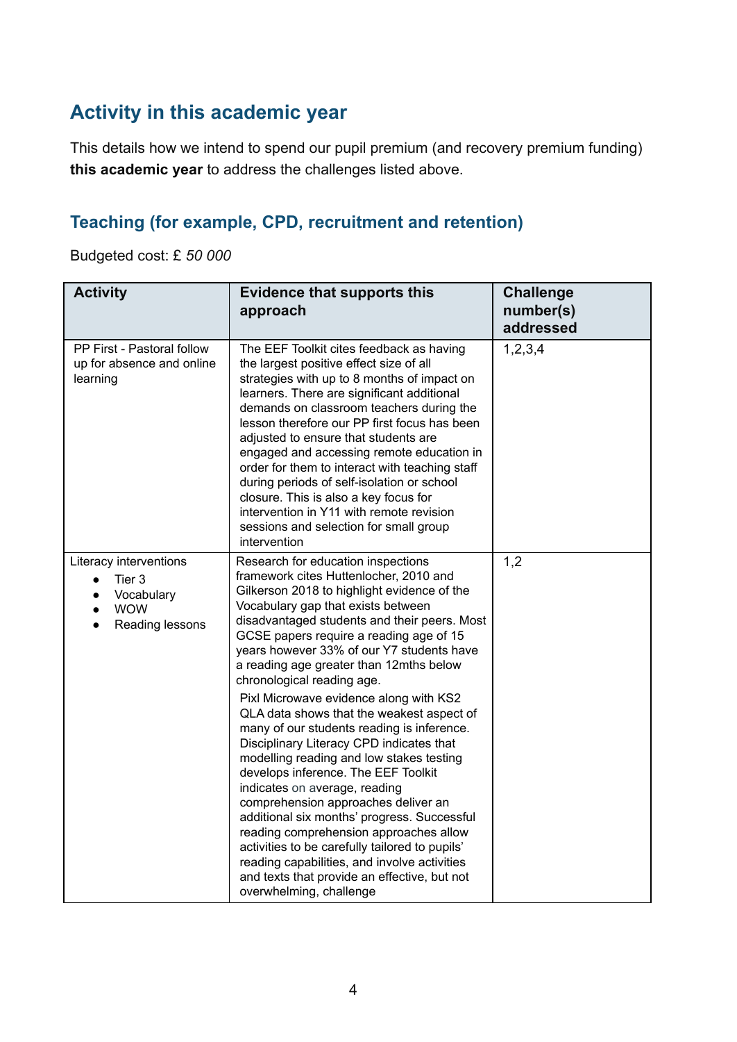## Activity in this academic year

This details how we intend to spend our pupil premium (and recovery premium funding) **this academic year** to address the challenges listed above.

### Teaching (for example, CPD, recruitment and retention)

Budgeted cost: £ *50 000*

| Activity | Evidence that supports this approach | Challenge number(s) addressed |
|---|---|---|
| PP First - Pastoral follow up for absence and online learning | The EEF Toolkit cites feedback as having the largest positive effect size of all strategies with up to 8 months of impact on learners. There are significant additional demands on classroom teachers during the lesson therefore our PP first focus has been adjusted to ensure that students are engaged and accessing remote education in order for them to interact with teaching staff during periods of self-isolation or school closure. This is also a key focus for intervention in Y11 with remote revision sessions and selection for small group intervention | 1,2,3,4 |
| Literacy interventions<br>• Tier 3<br>• Vocabulary<br>• WOW<br>• Reading lessons | Research for education inspections framework cites Huttenlocher, 2010 and Gilkerson 2018 to highlight evidence of the Vocabulary gap that exists between disadvantaged students and their peers. Most GCSE papers require a reading age of 15 years however 33% of our Y7 students have a reading age greater than 12mths below chronological reading age.<br><br>Pixl Microwave evidence along with KS2 QLA data shows that the weakest aspect of many of our students reading is inference. Disciplinary Literacy CPD indicates that modelling reading and low stakes testing develops inference. The EEF Toolkit indicates on average, reading comprehension approaches deliver an additional six months' progress. Successful reading comprehension approaches allow activities to be carefully tailored to pupils' reading capabilities, and involve activities and texts that provide an effective, but not overwhelming, challenge | 1,2 |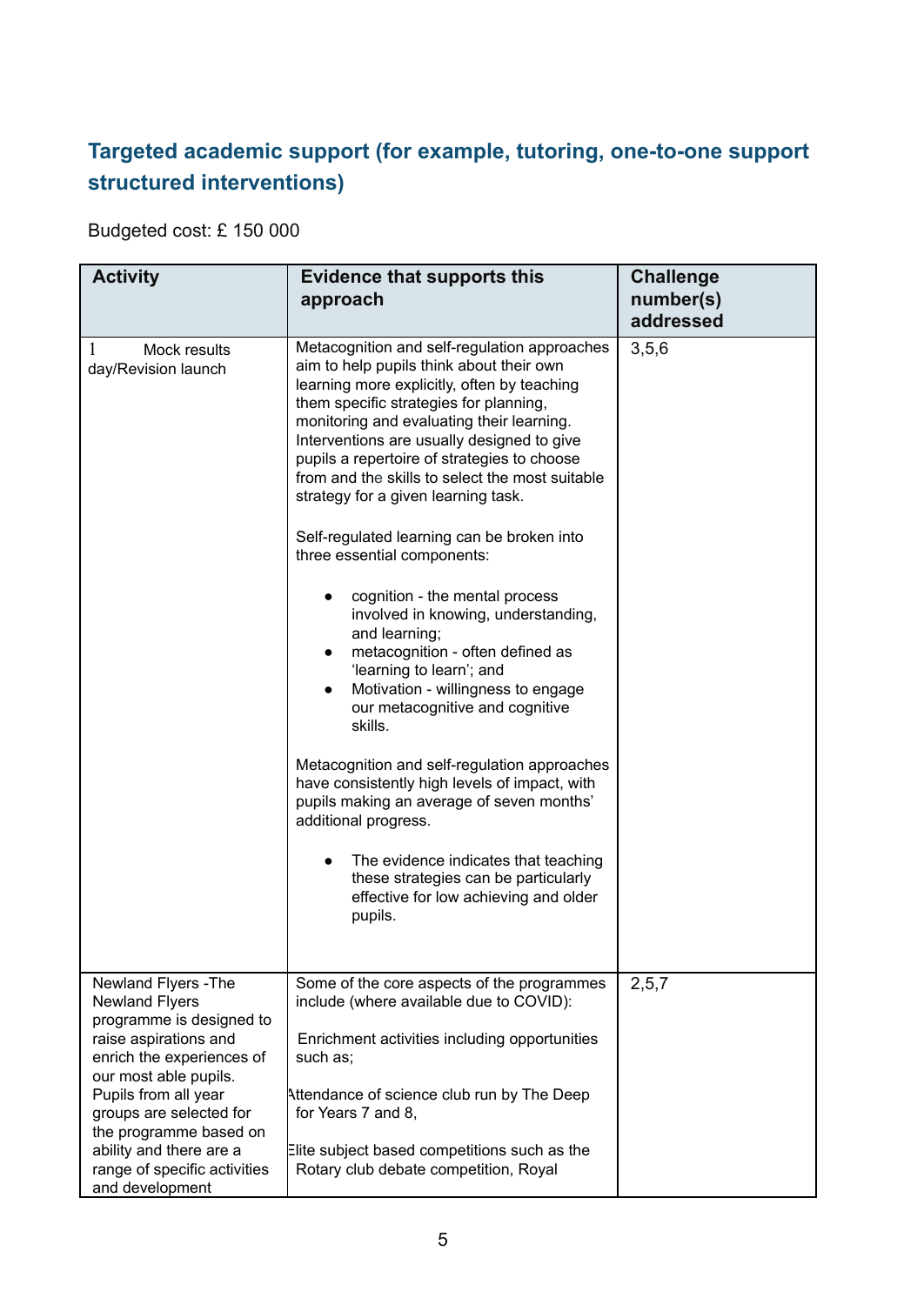## Targeted academic support (for example, tutoring, one-to-one support structured interventions)

Budgeted cost: £ 150 000

| Activity | Evidence that supports this approach | Challenge number(s) addressed |
|---|---|---|
| 1 Mock results day/Revision launch | Metacognition and self-regulation approaches aim to help pupils think about their own learning more explicitly, often by teaching them specific strategies for planning, monitoring and evaluating their learning. Interventions are usually designed to give pupils a repertoire of strategies to choose from and the skills to select the most suitable strategy for a given learning task.<br><br>Self-regulated learning can be broken into three essential components:<br><br>• cognition - the mental process involved in knowing, understanding, and learning;<br>• metacognition - often defined as 'learning to learn'; and<br>• Motivation - willingness to engage our metacognitive and cognitive skills.<br><br>Metacognition and self-regulation approaches have consistently high levels of impact, with pupils making an average of seven months' additional progress.<br><br>• The evidence indicates that teaching these strategies can be particularly effective for low achieving and older pupils. | 3,5,6 |
| Newland Flyers -The Newland Flyers programme is designed to raise aspirations and enrich the experiences of our most able pupils. Pupils from all year groups are selected for the programme based on ability and there are a range of specific activities and development | Some of the core aspects of the programmes include (where available due to COVID):<br><br>Enrichment activities including opportunities such as;<br><br>Attendance of science club run by The Deep for Years 7 and 8,<br><br>Elite subject based competitions such as the Rotary club debate competition, Royal | 2,5,7 |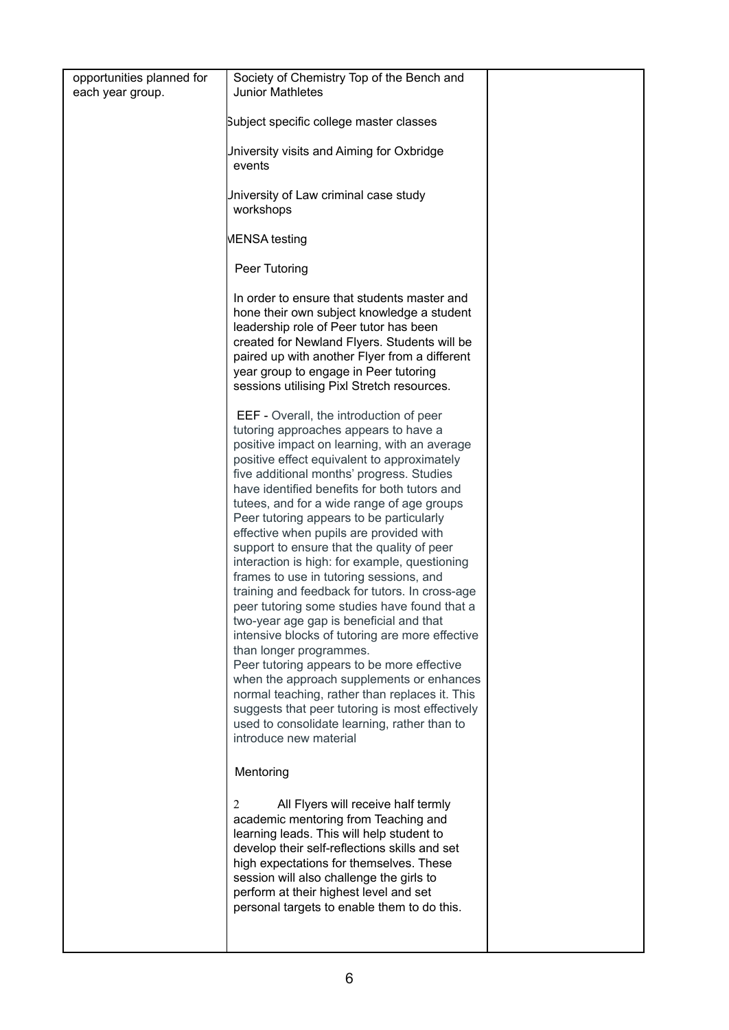| | | |
|---|---|---|
| opportunities planned for each year group. | Society of Chemistry Top of the Bench and Junior Mathletes<br><br>Subject specific college master classes<br><br>University visits and Aiming for Oxbridge events<br><br>University of Law criminal case study workshops<br><br>MENSA testing<br><br>Peer Tutoring<br><br>In order to ensure that students master and hone their own subject knowledge a student leadership role of Peer tutor has been created for Newland Flyers. Students will be paired up with another Flyer from a different year group to engage in Peer tutoring sessions utilising Pixl Stretch resources.<br><br>EEF - Overall, the introduction of peer tutoring approaches appears to have a positive impact on learning, with an average positive effect equivalent to approximately five additional months' progress. Studies have identified benefits for both tutors and tutees, and for a wide range of age groups Peer tutoring appears to be particularly effective when pupils are provided with support to ensure that the quality of peer interaction is high: for example, questioning frames to use in tutoring sessions, and training and feedback for tutors. In cross-age peer tutoring some studies have found that a two-year age gap is beneficial and that intensive blocks of tutoring are more effective than longer programmes.<br>Peer tutoring appears to be more effective when the approach supplements or enhances normal teaching, rather than replaces it. This suggests that peer tutoring is most effectively used to consolidate learning, rather than to introduce new material<br><br>Mentoring<br><br>2 All Flyers will receive half termly academic mentoring from Teaching and learning leads. This will help student to develop their self-reflections skills and set high expectations for themselves. These session will also challenge the girls to perform at their highest level and set personal targets to enable them to do this. | |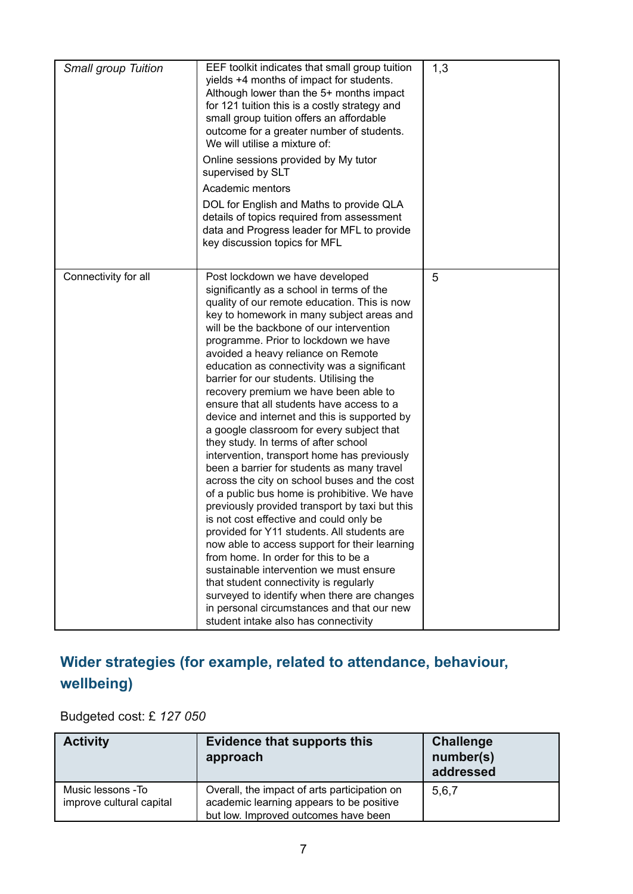| | | |
|---|---|---|
| *Small group Tuition* | EEF toolkit indicates that small group tuition yields +4 months of impact for students. Although lower than the 5+ months impact for 121 tuition this is a costly strategy and small group tuition offers an affordable outcome for a greater number of students. We will utilise a mixture of:<br><br>Online sessions provided by My tutor supervised by SLT<br><br>Academic mentors<br><br>DOL for English and Maths to provide QLA details of topics required from assessment data and Progress leader for MFL to provide key discussion topics for MFL | 1,3 |
| Connectivity for all | Post lockdown we have developed significantly as a school in terms of the quality of our remote education. This is now key to homework in many subject areas and will be the backbone of our intervention programme. Prior to lockdown we have avoided a heavy reliance on Remote education as connectivity was a significant barrier for our students. Utilising the recovery premium we have been able to ensure that all students have access to a device and internet and this is supported by a google classroom for every subject that they study. In terms of after school intervention, transport home has previously been a barrier for students as many travel across the city on school buses and the cost of a public bus home is prohibitive. We have previously provided transport by taxi but this is not cost effective and could only be provided for Y11 students. All students are now able to access support for their learning from home. In order for this to be a sustainable intervention we must ensure that student connectivity is regularly surveyed to identify when there are changes in personal circumstances and that our new student intake also has connectivity | 5 |

## Wider strategies (for example, related to attendance, behaviour, wellbeing)

Budgeted cost: £ *127 050*

| Activity | Evidence that supports this approach | Challenge number(s) addressed |
|---|---|---|
| Music lessons -To improve cultural capital | Overall, the impact of arts participation on academic learning appears to be positive but low. Improved outcomes have been | 5,6,7 |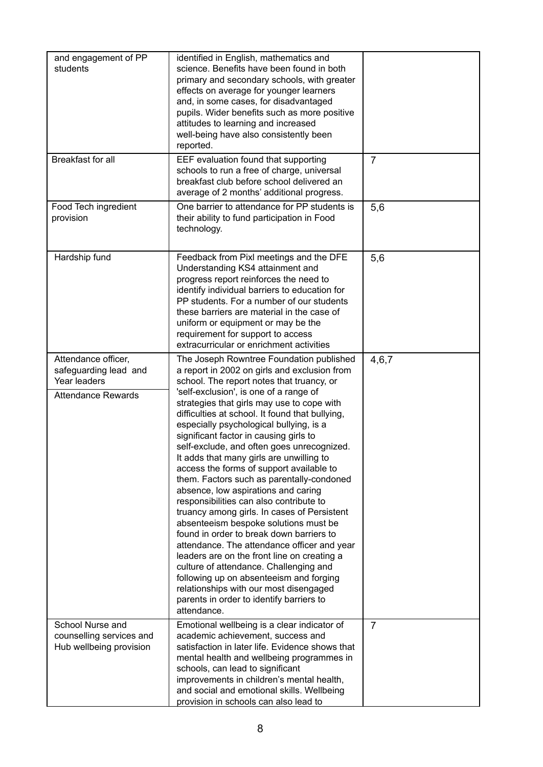| | | |
|---|---|---|
| and engagement of PP students | identified in English, mathematics and science. Benefits have been found in both primary and secondary schools, with greater effects on average for younger learners and, in some cases, for disadvantaged pupils. Wider benefits such as more positive attitudes to learning and increased well-being have also consistently been reported. | |
| Breakfast for all | EEF evaluation found that supporting schools to run a free of charge, universal breakfast club before school delivered an average of 2 months' additional progress. | 7 |
| Food Tech ingredient provision | One barrier to attendance for PP students is their ability to fund participation in Food technology. | 5,6 |
| Hardship fund | Feedback from Pixl meetings and the DFE Understanding KS4 attainment and progress report reinforces the need to identify individual barriers to education for PP students. For a number of our students these barriers are material in the case of uniform or equipment or may be the requirement for support to access extracurricular or enrichment activities | 5,6 |
| Attendance officer, safeguarding lead and Year leaders<br><br>Attendance Rewards | The Joseph Rowntree Foundation published a report in 2002 on girls and exclusion from school. The report notes that truancy, or 'self-exclusion', is one of a range of strategies that girls may use to cope with difficulties at school. It found that bullying, especially psychological bullying, is a significant factor in causing girls to self-exclude, and often goes unrecognized. It adds that many girls are unwilling to access the forms of support available to them. Factors such as parentally-condoned absence, low aspirations and caring responsibilities can also contribute to truancy among girls. In cases of Persistent absenteeism bespoke solutions must be found in order to break down barriers to attendance. The attendance officer and year leaders are on the front line on creating a culture of attendance. Challenging and following up on absenteeism and forging relationships with our most disengaged parents in order to identify barriers to attendance. | 4,6,7 |
| School Nurse and counselling services and Hub wellbeing provision | Emotional wellbeing is a clear indicator of academic achievement, success and satisfaction in later life. Evidence shows that mental health and wellbeing programmes in schools, can lead to significant improvements in children's mental health, and social and emotional skills. Wellbeing provision in schools can also lead to | 7 |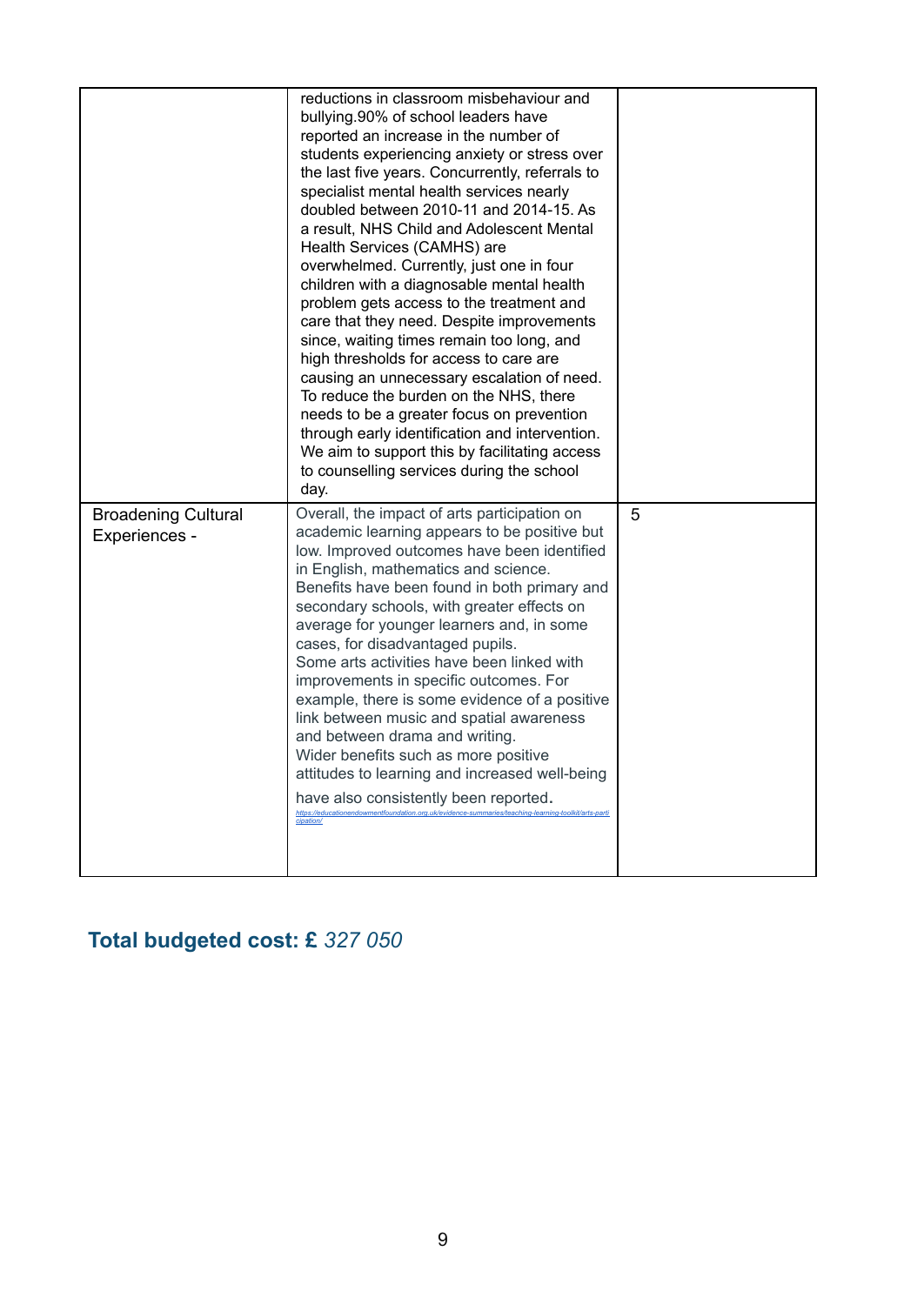| | | |
|---|---|---|
| | reductions in classroom misbehaviour and bullying.90% of school leaders have reported an increase in the number of students experiencing anxiety or stress over the last five years. Concurrently, referrals to specialist mental health services nearly doubled between 2010-11 and 2014-15. As a result, NHS Child and Adolescent Mental Health Services (CAMHS) are overwhelmed. Currently, just one in four children with a diagnosable mental health problem gets access to the treatment and care that they need. Despite improvements since, waiting times remain too long, and high thresholds for access to care are causing an unnecessary escalation of need. To reduce the burden on the NHS, there needs to be a greater focus on prevention through early identification and intervention. We aim to support this by facilitating access to counselling services during the school day. | |
| Broadening Cultural Experiences - | Overall, the impact of arts participation on academic learning appears to be positive but low. Improved outcomes have been identified in English, mathematics and science. Benefits have been found in both primary and secondary schools, with greater effects on average for younger learners and, in some cases, for disadvantaged pupils.<br>Some arts activities have been linked with improvements in specific outcomes. For example, there is some evidence of a positive link between music and spatial awareness and between drama and writing.<br>Wider benefits such as more positive attitudes to learning and increased well-being have also consistently been reported.<br>https://educationendowmentfoundation.org.uk/evidence-summaries/teaching-learning-toolkit/arts-participation/ | 5 |

## Total budgeted cost: £ *327 050*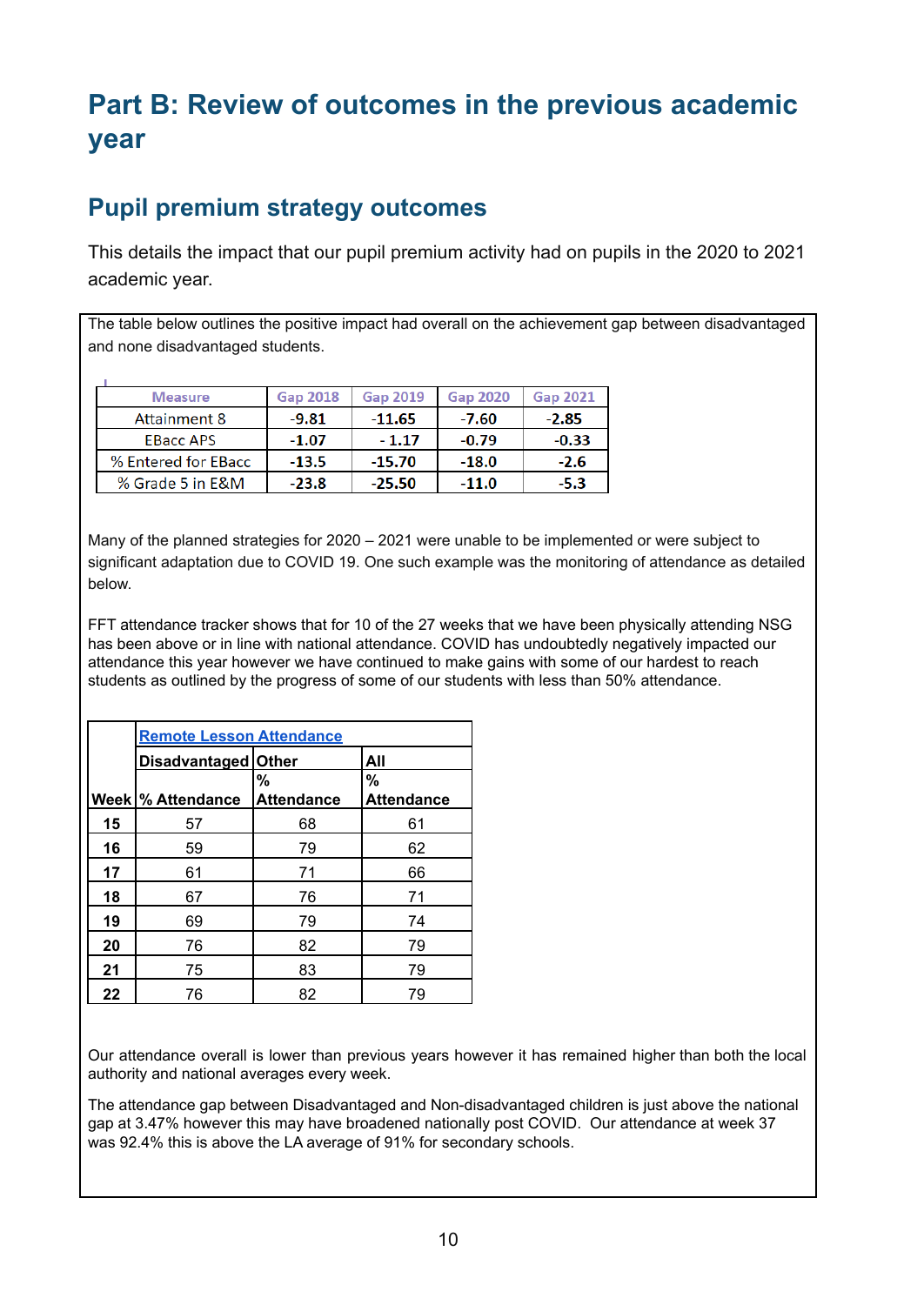# Part B: Review of outcomes in the previous academic year

## Pupil premium strategy outcomes

This details the impact that our pupil premium activity had on pupils in the 2020 to 2021 academic year.

The table below outlines the positive impact had overall on the achievement gap between disadvantaged and none disadvantaged students.

| Measure | Gap 2018 | Gap 2019 | Gap 2020 | Gap 2021 |
|---|---|---|---|---|
| Attainment 8 | -9.81 | -11.65 | -7.60 | -2.85 |
| EBacc APS | -1.07 | - 1.17 | -0.79 | -0.33 |
| % Entered for EBacc | -13.5 | -15.70 | -18.0 | -2.6 |
| % Grade 5 in E&M | -23.8 | -25.50 | -11.0 | -5.3 |

Many of the planned strategies for 2020 – 2021 were unable to be implemented or were subject to significant adaptation due to COVID 19. One such example was the monitoring of attendance as detailed below.

FFT attendance tracker shows that for 10 of the 27 weeks that we have been physically attending NSG has been above or in line with national attendance. COVID has undoubtedly negatively impacted our attendance this year however we have continued to make gains with some of our hardest to reach students as outlined by the progress of some of our students with less than 50% attendance.

| | Remote Lesson Attendance | | |
|---|---|---|---|
| | Disadvantaged | Other | All |
| Week | % Attendance | % Attendance | % Attendance |
| 15 | 57 | 68 | 61 |
| 16 | 59 | 79 | 62 |
| 17 | 61 | 71 | 66 |
| 18 | 67 | 76 | 71 |
| 19 | 69 | 79 | 74 |
| 20 | 76 | 82 | 79 |
| 21 | 75 | 83 | 79 |
| 22 | 76 | 82 | 79 |

Our attendance overall is lower than previous years however it has remained higher than both the local authority and national averages every week.

The attendance gap between Disadvantaged and Non-disadvantaged children is just above the national gap at 3.47% however this may have broadened nationally post COVID. Our attendance at week 37 was 92.4% this is above the LA average of 91% for secondary schools.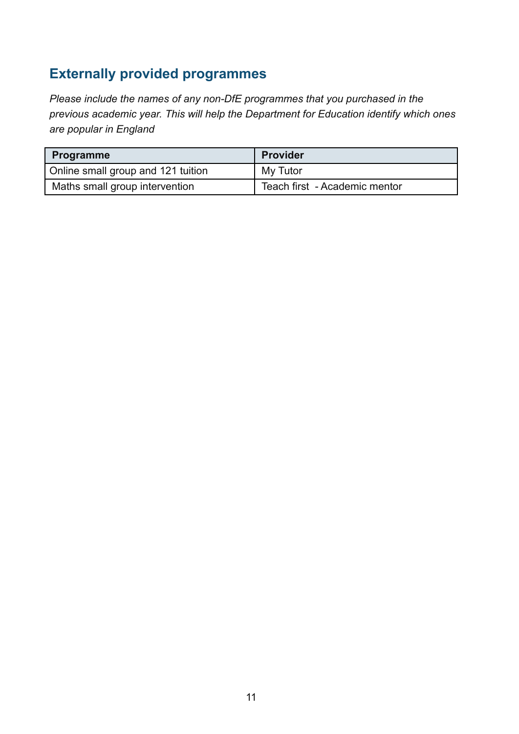## Externally provided programmes

*Please include the names of any non-DfE programmes that you purchased in the previous academic year. This will help the Department for Education identify which ones are popular in England*

| Programme | Provider |
|---|---|
| Online small group and 121 tuition | My Tutor |
| Maths small group intervention | Teach first - Academic mentor |